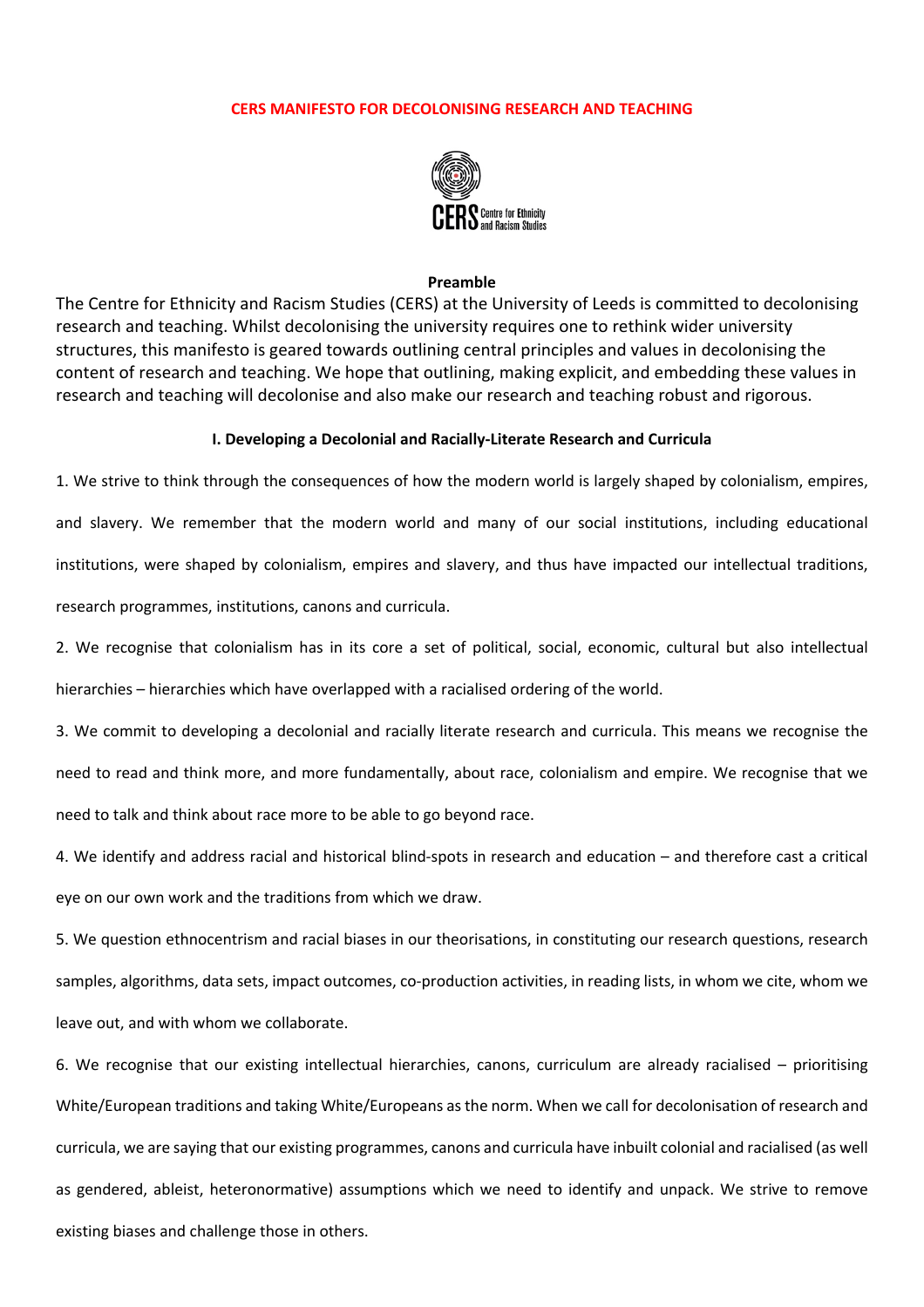# CERS MANIFESTO FOR DECOLONISING RESEARCH AND TEACHING

CERS Centre for Ethnicity and Racism Studies

**Preamble**

The Centre for Ethnicity and Racism Studies (CERS) at the University of Leeds is committed to decolonising research and teaching. Whilst decolonising the university requires one to rethink wider university structures, this manifesto is geared towards outlining central principles and values in decolonising the content of research and teaching. We hope that outlining, making explicit, and embedding these values in research and teaching will decolonise and also make our research and teaching robust and rigorous.

## I. Developing a Decolonial and Racially-Literate Research and Curricula

1. We strive to think through the consequences of how the modern world is largely shaped by colonialism, empires, and slavery. We remember that the modern world and many of our social institutions, including educational institutions, were shaped by colonialism, empires and slavery, and thus have impacted our intellectual traditions, research programmes, institutions, canons and curricula.

2. We recognise that colonialism has in its core a set of political, social, economic, cultural but also intellectual hierarchies – hierarchies which have overlapped with a racialised ordering of the world.

3. We commit to developing a decolonial and racially literate research and curricula. This means we recognise the need to read and think more, and more fundamentally, about race, colonialism and empire. We recognise that we need to talk and think about race more to be able to go beyond race.

4. We identify and address racial and historical blind-spots in research and education – and therefore cast a critical eye on our own work and the traditions from which we draw.

5. We question ethnocentrism and racial biases in our theorisations, in constituting our research questions, research samples, algorithms, data sets, impact outcomes, co-production activities, in reading lists, in whom we cite, whom we leave out, and with whom we collaborate.

6. We recognise that our existing intellectual hierarchies, canons, curriculum are already racialised – prioritising White/European traditions and taking White/Europeans as the norm. When we call for decolonisation of research and curricula, we are saying that our existing programmes, canons and curricula have inbuilt colonial and racialised (as well as gendered, ableist, heteronormative) assumptions which we need to identify and unpack. We strive to remove existing biases and challenge those in others.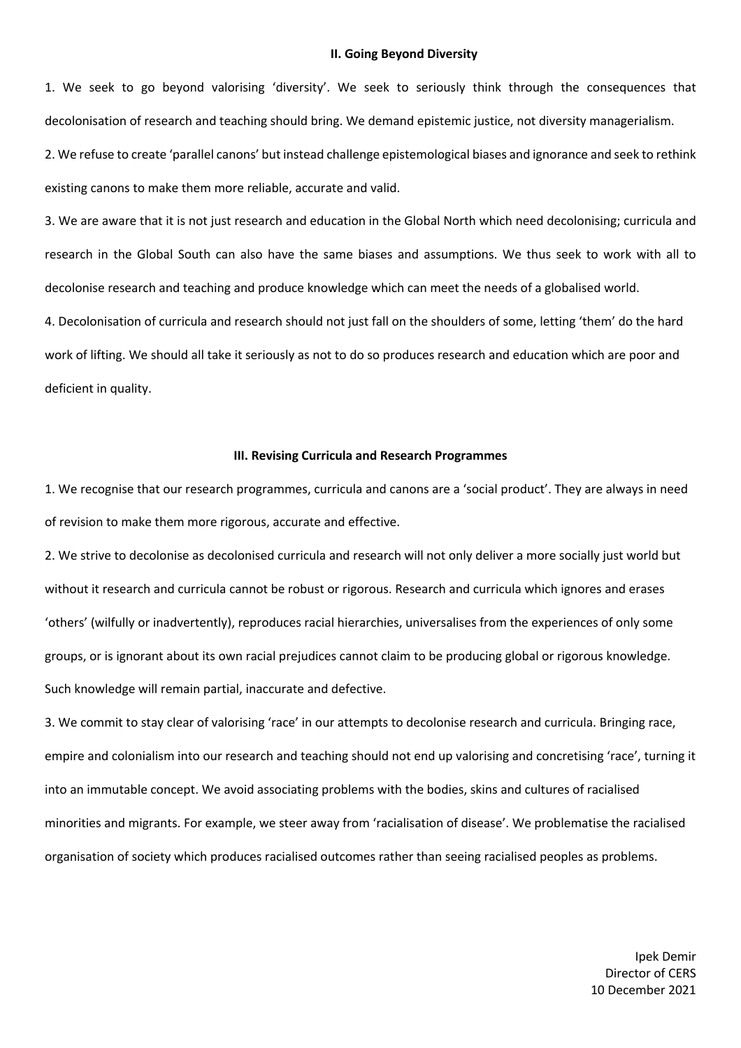## II. Going Beyond Diversity

1. We seek to go beyond valorising 'diversity'. We seek to seriously think through the consequences that decolonisation of research and teaching should bring. We demand epistemic justice, not diversity managerialism.

2. We refuse to create 'parallel canons' but instead challenge epistemological biases and ignorance and seek to rethink existing canons to make them more reliable, accurate and valid.

3. We are aware that it is not just research and education in the Global North which need decolonising; curricula and research in the Global South can also have the same biases and assumptions. We thus seek to work with all to decolonise research and teaching and produce knowledge which can meet the needs of a globalised world.

4. Decolonisation of curricula and research should not just fall on the shoulders of some, letting 'them' do the hard work of lifting. We should all take it seriously as not to do so produces research and education which are poor and deficient in quality.

## III. Revising Curricula and Research Programmes

1. We recognise that our research programmes, curricula and canons are a 'social product'. They are always in need of revision to make them more rigorous, accurate and effective.

2. We strive to decolonise as decolonised curricula and research will not only deliver a more socially just world but without it research and curricula cannot be robust or rigorous. Research and curricula which ignores and erases 'others' (wilfully or inadvertently), reproduces racial hierarchies, universalises from the experiences of only some groups, or is ignorant about its own racial prejudices cannot claim to be producing global or rigorous knowledge. Such knowledge will remain partial, inaccurate and defective.

3. We commit to stay clear of valorising 'race' in our attempts to decolonise research and curricula. Bringing race, empire and colonialism into our research and teaching should not end up valorising and concretising 'race', turning it into an immutable concept. We avoid associating problems with the bodies, skins and cultures of racialised minorities and migrants. For example, we steer away from 'racialisation of disease'. We problematise the racialised organisation of society which produces racialised outcomes rather than seeing racialised peoples as problems.

Ipek Demir
Director of CERS
10 December 2021